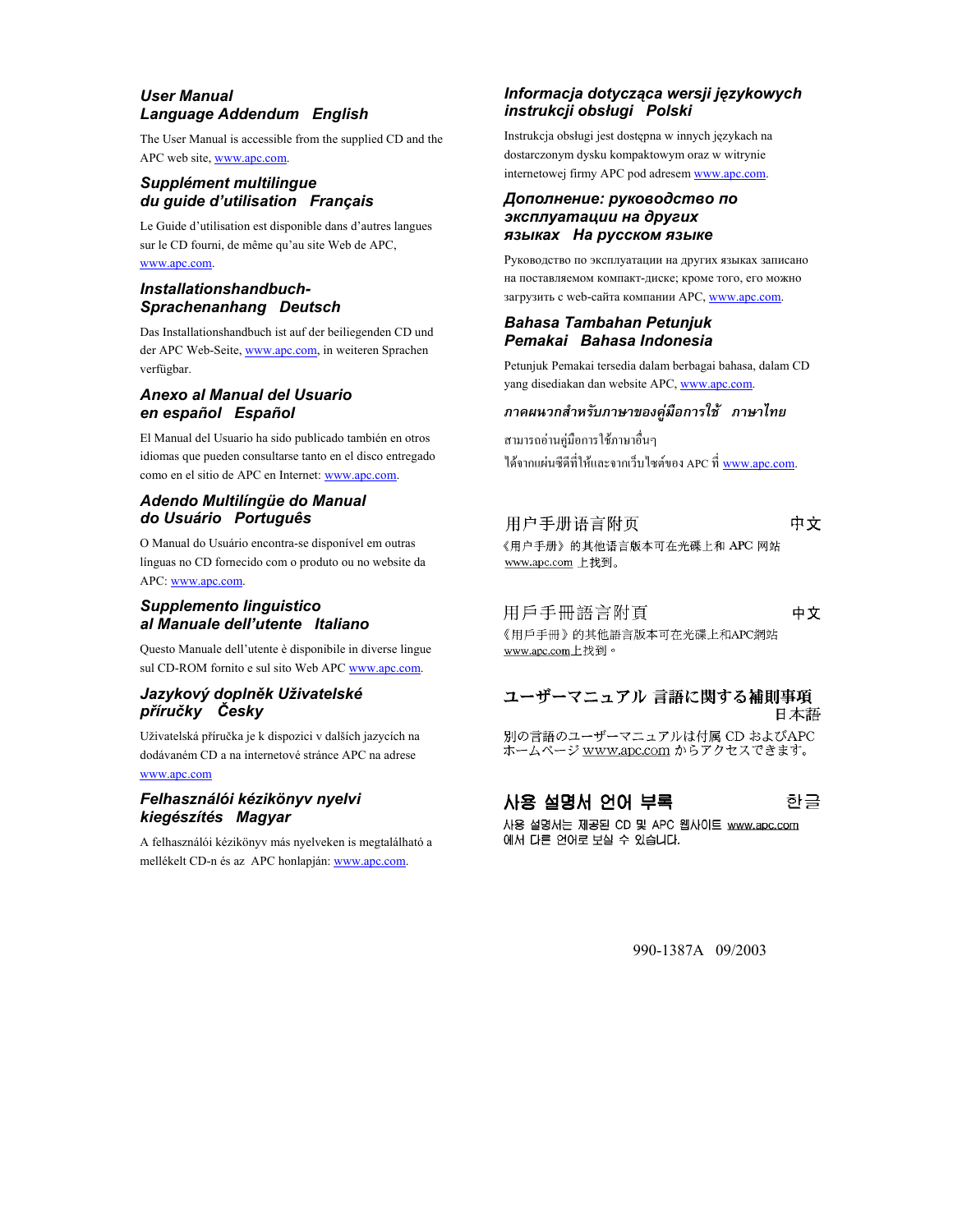## User Manual Language Addendum English

The User Manual is accessible from the supplied CD and the APC web site, www.apc.com.

## Supplément multilingue du guide d'utilisation Français

Le Guide d'utilisation est disponible dans d'autres langues sur le CD fourni, de même qu'au site Web de APC, www.apc.com.

## Installationshandbuch-Sprachenanhang Deutsch

Das Installationshandbuch ist auf der beiliegenden CD und der APC Web-Seite, www.apc.com, in weiteren Sprachen verfügbar.

## Anexo al Manual del Usuario en español Español

El Manual del Usuario ha sido publicado también en otros idiomas que pueden consultarse tanto en el disco entregado como en el sitio de APC en Internet: www.apc.com.

## Adendo Multilíngüe do Manual do Usuário Português

O Manual do Usuário encontra-se disponível em outras línguas no CD fornecido com o produto ou no website da APC: www.apc.com.

## Supplemento linguistico al Manuale dell'utente Italiano

Questo Manuale dell'utente è disponibile in diverse lingue sul CD-ROM fornito e sul sito Web APC www.apc.com.

## Jazykový doplněk Uživatelské příručky Česky

Uživatelská příručka je k dispozici v dalších jazycích na dodávaném CD a na internetové stránce APC na adrese www.apc.com

## Felhasználói kézikönyv nyelvi kiegészítés Magyar

A felhasználói kézikönyv más nyelveken is megtalálható a mellékelt CD-n és az APC honlapján: www.apc.com.

## Informacja dotycząca wersji językowych instrukcji obsługi Polski

Instrukcja obsługi jest dostępna w innych językach na dostarczonym dysku kompaktowym oraz w witrynie internetowej firmy APC pod adresem www.apc.com.

## Дополнение: руководство по эксплуатации на других языках На русском языке

Руководство по эксплуатации на других языках записано на поставляемом компакт-диске; кроме того, его можно загрузить с web-сайта компании APC, www.apc.com.

## Bahasa Tambahan Petunjuk Pemakai Bahasa Indonesia

Petunjuk Pemakai tersedia dalam berbagai bahasa, dalam CD yang disediakan dan website APC, www.apc.com.

## ภาคผนวกสำหรับภาษาของคู่มือการใช้ ภาษาไทย

สามารถอ่านคู่มือการใช้ภาษาอื่นๆ
ได้จากแผ่นซีดีที่ให้และจากเว็บไซต์ของ APC ที่ www.apc.com.

## 用户手册语言附页 中文

《用户手册》的其他语言版本可在光碟上和 APC 网站 www.apc.com 上找到。

## 用戶手冊語言附頁 中文

《用戶手冊》的其他語言版本可在光碟上和APC網站 www.apc.com上找到。

## ユーザーマニュアル 言語に関する補則事項 日本語

別の言語のユーザーマニュアルは付属 CD およびAPC ホームページ www.apc.com からアクセスできます。

## 사용 설명서 언어 부록 한글

사용 설명서는 제공된 CD 및 APC 웹사이트 www.apc.com 에서 다른 언어로 보실 수 있습니다.

990-1387A 09/2003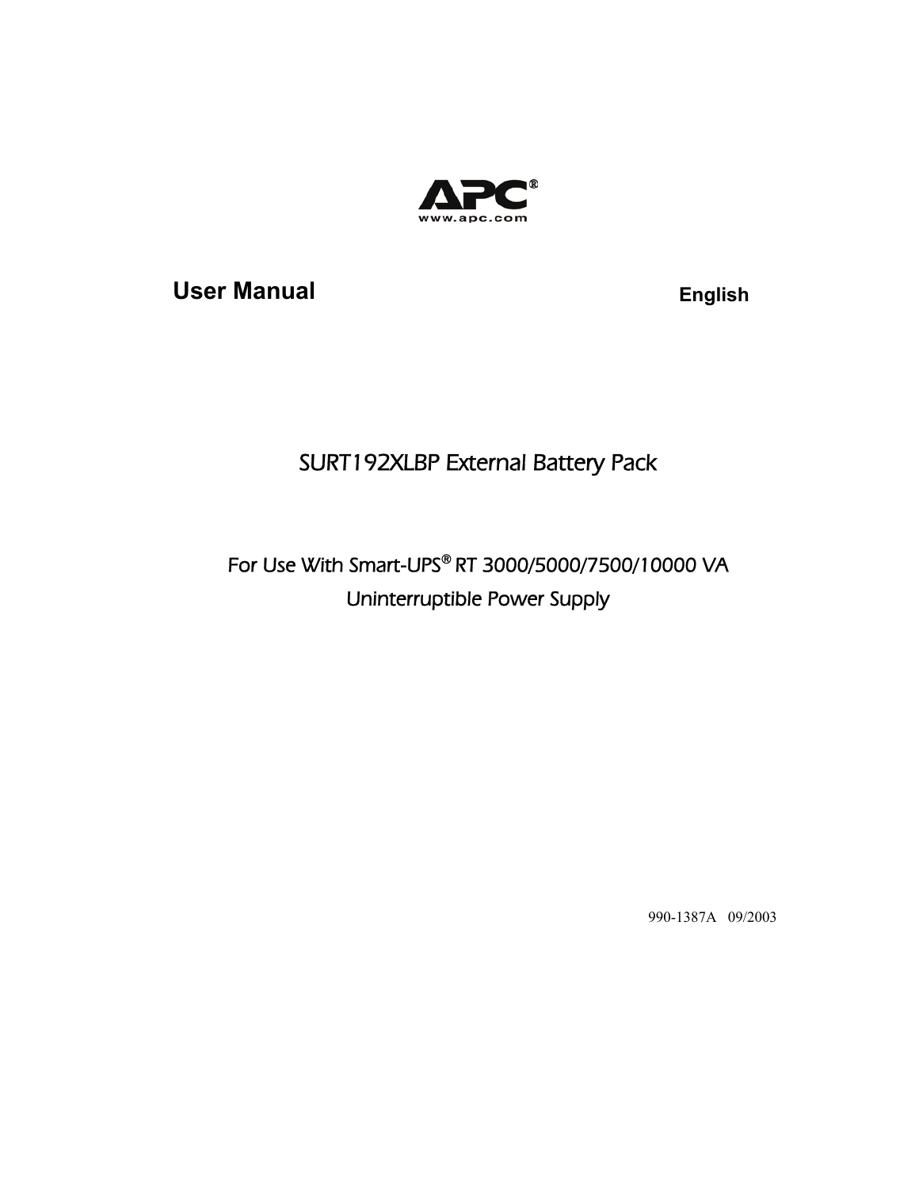APC®

www.apc.com

# User Manual

English

## SURT192XLBP External Battery Pack

For Use With Smart-UPS® RT 3000/5000/7500/10000 VA

Uninterruptible Power Supply

990-1387A 09/2003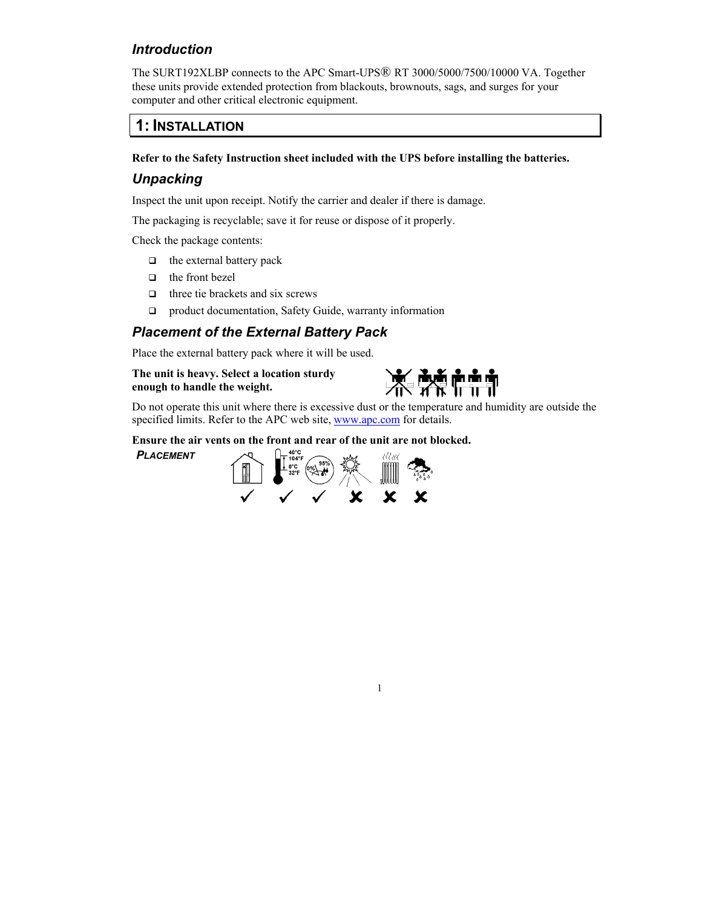## *Introduction*

The SURT192XLBP connects to the APC Smart-UPS® RT 3000/5000/7500/10000 VA. Together these units provide extended protection from blackouts, brownouts, sags, and surges for your computer and other critical electronic equipment.

# 1: INSTALLATION

**Refer to the Safety Instruction sheet included with the UPS before installing the batteries.**

## *Unpacking*

Inspect the unit upon receipt. Notify the carrier and dealer if there is damage.

The packaging is recyclable; save it for reuse or dispose of it properly.

Check the package contents:

- the external battery pack
- the front bezel
- three tie brackets and six screws
- product documentation, Safety Guide, warranty information

## *Placement of the External Battery Pack*

Place the external battery pack where it will be used.

**The unit is heavy. Select a location sturdy enough to handle the weight.**

Do not operate this unit where there is excessive dust or the temperature and humidity are outside the specified limits. Refer to the APC web site, www.apc.com for details.

**Ensure the air vents on the front and rear of the unit are not blocked.**

***PLACEMENT***

40°C 104°F 0°C 32°F 0% 95%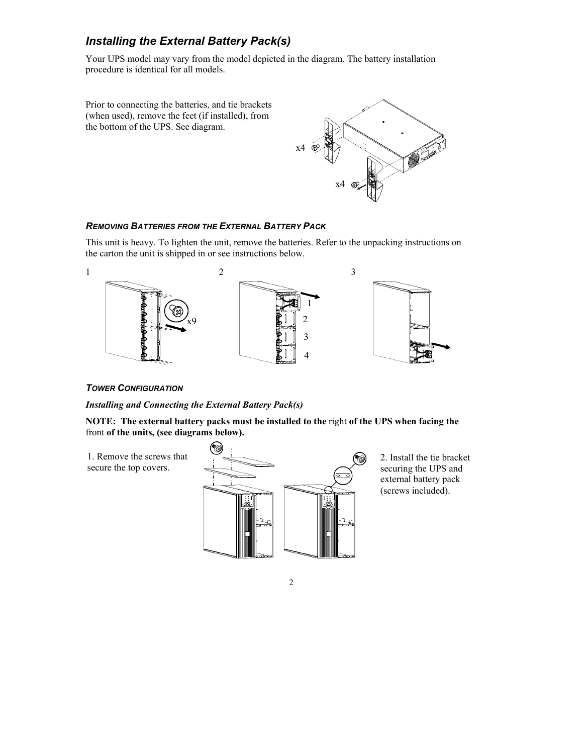## *Installing the External Battery Pack(s)*

Your UPS model may vary from the model depicted in the diagram. The battery installation procedure is identical for all models.

Prior to connecting the batteries, and tie brackets (when used), remove the feet (if installed), from the bottom of the UPS. See diagram.

x4

x4

### *REMOVING BATTERIES FROM THE EXTERNAL BATTERY PACK*

This unit is heavy. To lighten the unit, remove the batteries. Refer to the unpacking instructions on the carton the unit is shipped in or see instructions below.

1 &nbsp;&nbsp;&nbsp; x9

2 &nbsp;&nbsp;&nbsp; 1 2 3 4

3

### *TOWER CONFIGURATION*

***Installing and Connecting the External Battery Pack(s)***

**NOTE: The external battery packs must be installed to the** right **of the UPS when facing the** front **of the units, (see diagrams below).**

1. Remove the screws that secure the top covers.

2. Install the tie bracket securing the UPS and external battery pack (screws included).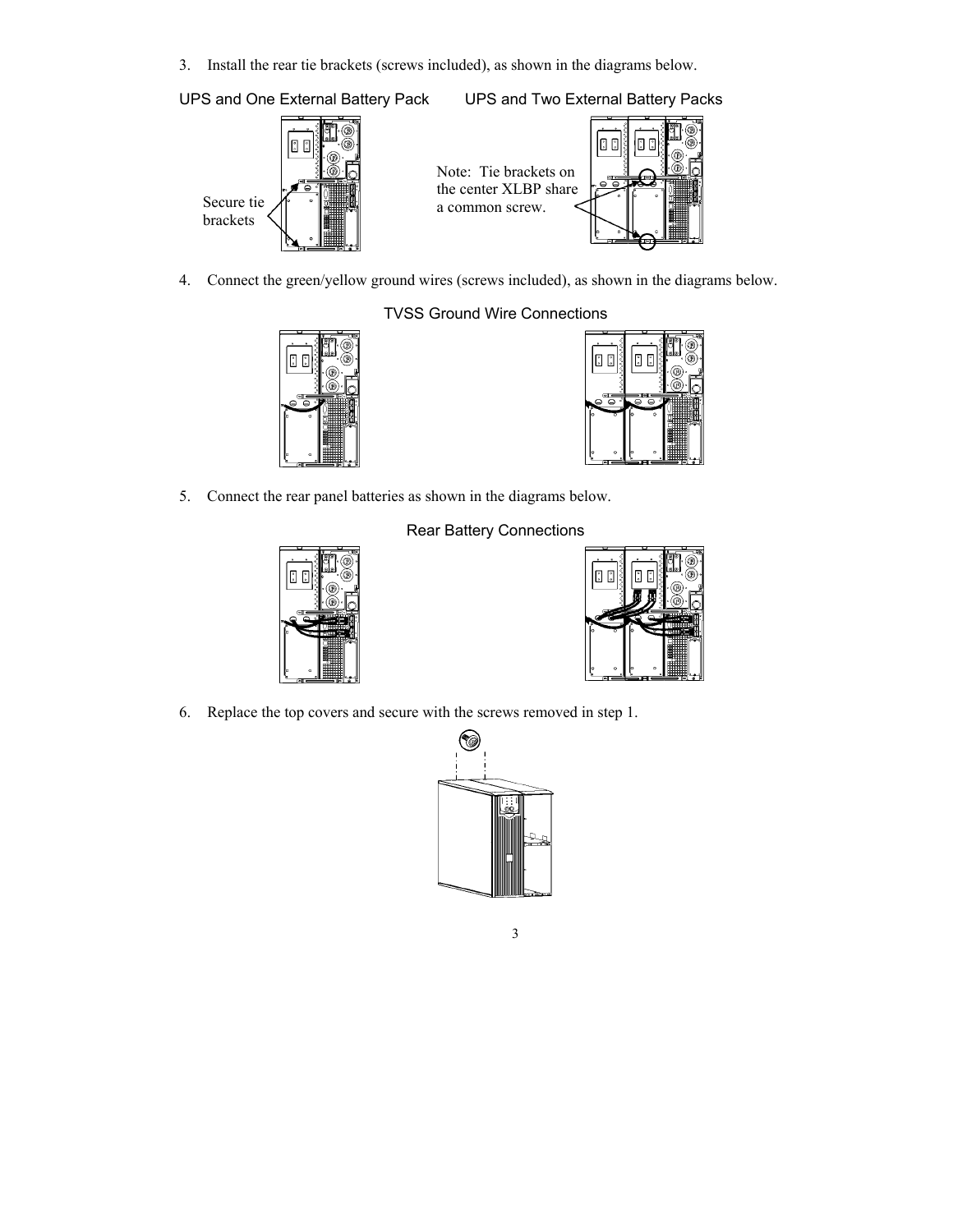3. Install the rear tie brackets (screws included), as shown in the diagrams below.

UPS and One External Battery Pack UPS and Two External Battery Packs

Secure tie brackets

Note: Tie brackets on the center XLBP share a common screw.

4. Connect the green/yellow ground wires (screws included), as shown in the diagrams below.

TVSS Ground Wire Connections

5. Connect the rear panel batteries as shown in the diagrams below.

Rear Battery Connections

6. Replace the top covers and secure with the screws removed in step 1.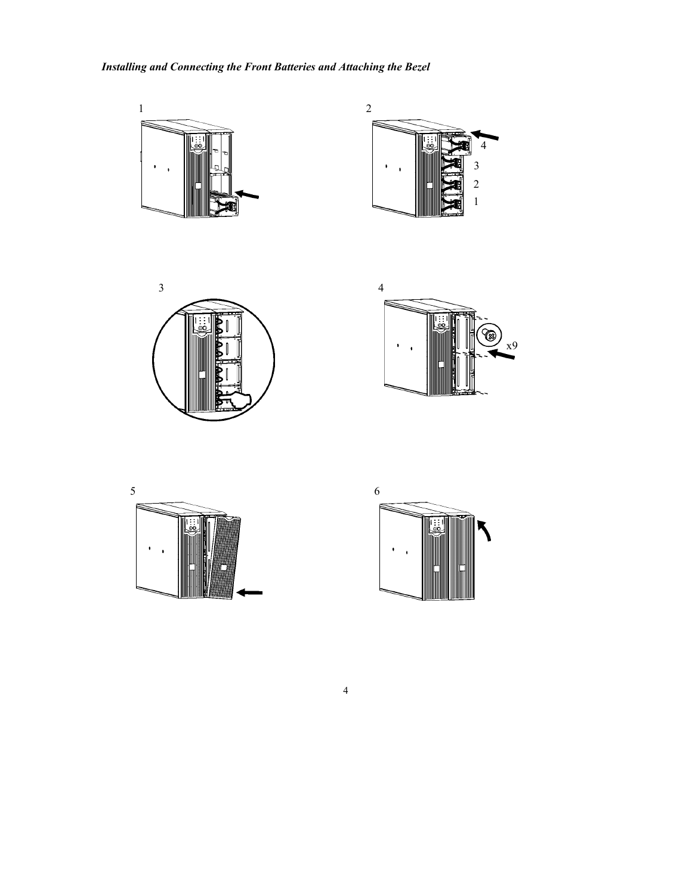*Installing and Connecting the Front Batteries and Attaching the Bezel*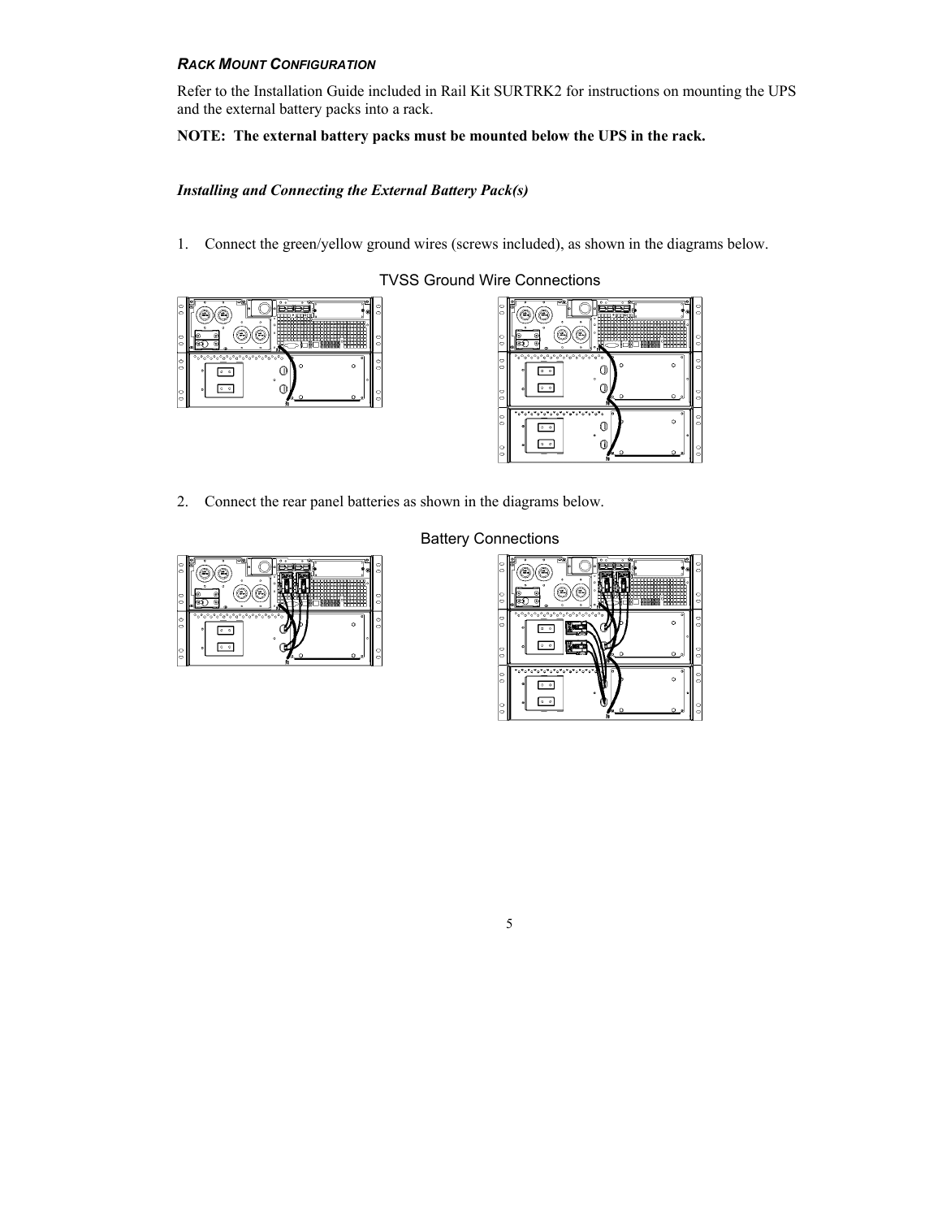### *RACK MOUNT CONFIGURATION*

Refer to the Installation Guide included in Rail Kit SURTRK2 for instructions on mounting the UPS and the external battery packs into a rack.

**NOTE: The external battery packs must be mounted below the UPS in the rack.**

***Installing and Connecting the External Battery Pack(s)***

1. Connect the green/yellow ground wires (screws included), as shown in the diagrams below.

TVSS Ground Wire Connections

2. Connect the rear panel batteries as shown in the diagrams below.

Battery Connections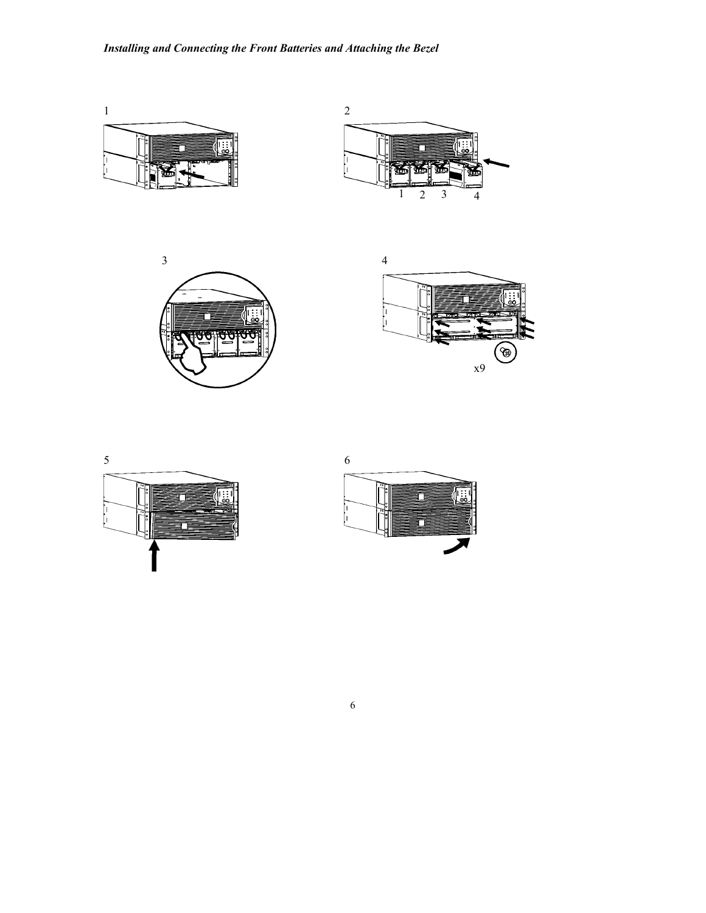*Installing and Connecting the Front Batteries and Attaching the Bezel*

1

2

1 2 3 4

3

4

x9

5

6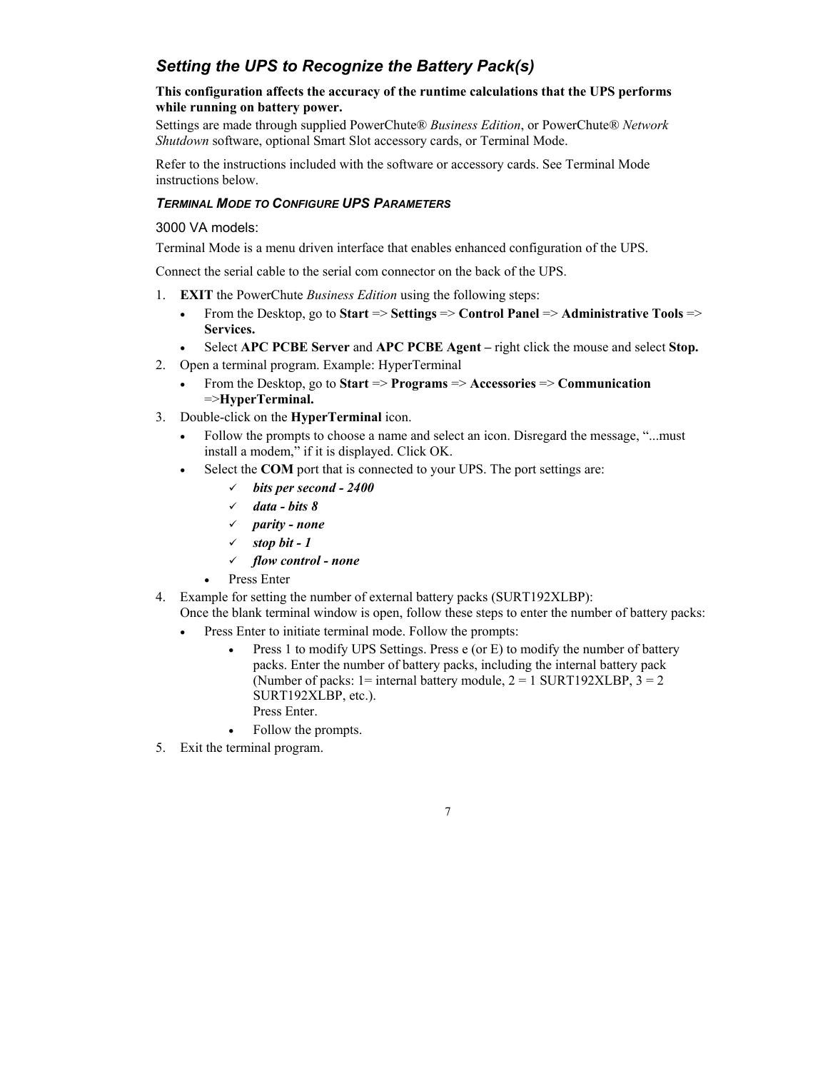## *Setting the UPS to Recognize the Battery Pack(s)*

**This configuration affects the accuracy of the runtime calculations that the UPS performs while running on battery power.**

Settings are made through supplied PowerChute® *Business Edition*, or PowerChute® *Network Shutdown* software, optional Smart Slot accessory cards, or Terminal Mode.

Refer to the instructions included with the software or accessory cards. See Terminal Mode instructions below.

### *TERMINAL MODE TO CONFIGURE UPS PARAMETERS*

3000 VA models:

Terminal Mode is a menu driven interface that enables enhanced configuration of the UPS.

Connect the serial cable to the serial com connector on the back of the UPS.

1. **EXIT** the PowerChute *Business Edition* using the following steps:
   - From the Desktop, go to **Start** => **Settings** => **Control Panel** => **Administrative Tools** => **Services.**
   - Select **APC PCBE Server** and **APC PCBE Agent –** right click the mouse and select **Stop.**
2. Open a terminal program. Example: HyperTerminal
   - From the Desktop, go to **Start** => **Programs** => **Accessories** => **Communication** =>**HyperTerminal.**
3. Double-click on the **HyperTerminal** icon.
   - Follow the prompts to choose a name and select an icon. Disregard the message, "...must install a modem," if it is displayed. Click OK.
   - Select the **COM** port that is connected to your UPS. The port settings are:
     - ✓ ***bits per second - 2400***
     - ✓ ***data - bits 8***
     - ✓ ***parity - none***
     - ✓ ***stop bit - 1***
     - ✓ ***flow control - none***
   - Press Enter
4. Example for setting the number of external battery packs (SURT192XLBP):
   Once the blank terminal window is open, follow these steps to enter the number of battery packs:
   - Press Enter to initiate terminal mode. Follow the prompts:
     - Press 1 to modify UPS Settings. Press e (or E) to modify the number of battery packs. Enter the number of battery packs, including the internal battery pack (Number of packs: 1= internal battery module, 2 = 1 SURT192XLBP, 3 = 2 SURT192XLBP, etc.).
       Press Enter.
     - Follow the prompts.
5. Exit the terminal program.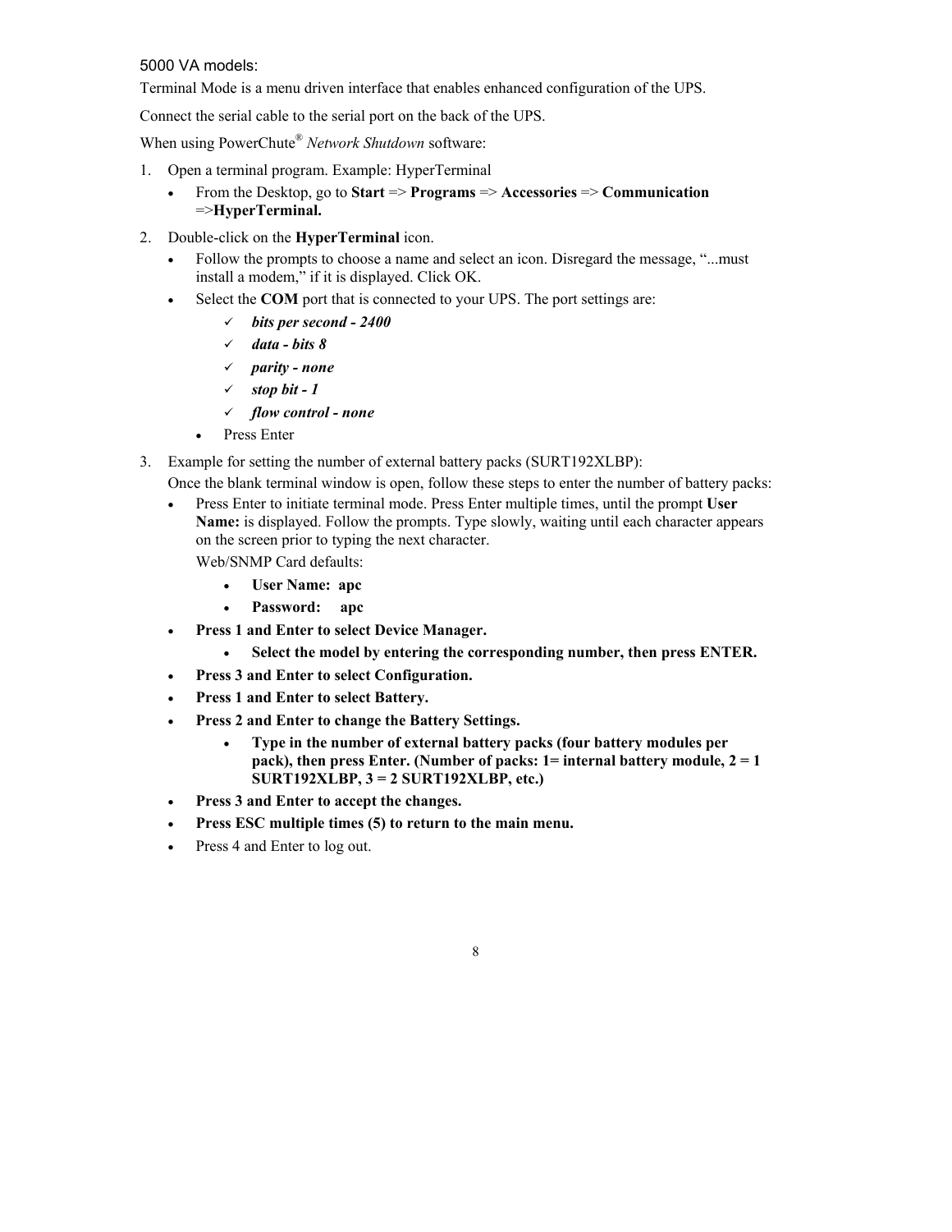5000 VA models:

Terminal Mode is a menu driven interface that enables enhanced configuration of the UPS.

Connect the serial cable to the serial port on the back of the UPS.

When using PowerChute® *Network Shutdown* software:

1. Open a terminal program. Example: HyperTerminal
   - From the Desktop, go to **Start** => **Programs** => **Accessories** => **Communication** =>**HyperTerminal.**
2. Double-click on the **HyperTerminal** icon.
   - Follow the prompts to choose a name and select an icon. Disregard the message, "...must install a modem," if it is displayed. Click OK.
   - Select the **COM** port that is connected to your UPS. The port settings are:
     - ✓ ***bits per second - 2400***
     - ✓ ***data - bits 8***
     - ✓ ***parity - none***
     - ✓ ***stop bit - 1***
     - ✓ ***flow control - none***
   - Press Enter
3. Example for setting the number of external battery packs (SURT192XLBP):

   Once the blank terminal window is open, follow these steps to enter the number of battery packs:
   - Press Enter to initiate terminal mode. Press Enter multiple times, until the prompt **User Name:** is displayed. Follow the prompts. Type slowly, waiting until each character appears on the screen prior to typing the next character.

     Web/SNMP Card defaults:
     - **User Name: apc**
     - **Password: apc**
   - **Press 1 and Enter to select Device Manager.**
     - **Select the model by entering the corresponding number, then press ENTER.**
   - **Press 3 and Enter to select Configuration.**
   - **Press 1 and Enter to select Battery.**
   - **Press 2 and Enter to change the Battery Settings.**
     - **Type in the number of external battery packs (four battery modules per pack), then press Enter. (Number of packs: 1= internal battery module, 2 = 1 SURT192XLBP, 3 = 2 SURT192XLBP, etc.)**
   - **Press 3 and Enter to accept the changes.**
   - **Press ESC multiple times (5) to return to the main menu.**
   - Press 4 and Enter to log out.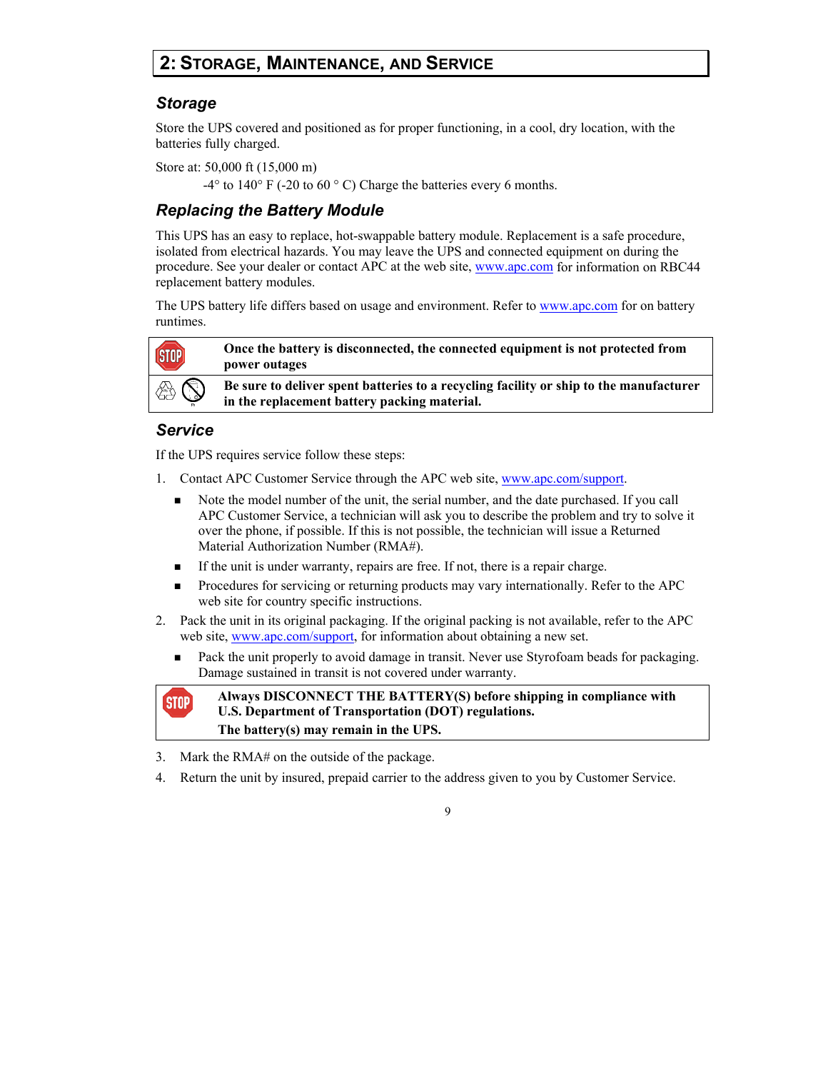## 2: Storage, Maintenance, and Service

### *Storage*

Store the UPS covered and positioned as for proper functioning, in a cool, dry location, with the batteries fully charged.

Store at: 50,000 ft (15,000 m)

-4° to 140° F (-20 to 60 ° C) Charge the batteries every 6 months.

### *Replacing the Battery Module*

This UPS has an easy to replace, hot-swappable battery module. Replacement is a safe procedure, isolated from electrical hazards. You may leave the UPS and connected equipment on during the procedure. See your dealer or contact APC at the web site, www.apc.com for information on RBC44 replacement battery modules.

The UPS battery life differs based on usage and environment. Refer to www.apc.com for on battery runtimes.

| | |
|---|---|
| STOP | **Once the battery is disconnected, the connected equipment is not protected from power outages** |
| | **Be sure to deliver spent batteries to a recycling facility or ship to the manufacturer in the replacement battery packing material.** |

### *Service*

If the UPS requires service follow these steps:

1. Contact APC Customer Service through the APC web site, www.apc.com/support.
   - Note the model number of the unit, the serial number, and the date purchased. If you call APC Customer Service, a technician will ask you to describe the problem and try to solve it over the phone, if possible. If this is not possible, the technician will issue a Returned Material Authorization Number (RMA#).
   - If the unit is under warranty, repairs are free. If not, there is a repair charge.
   - Procedures for servicing or returning products may vary internationally. Refer to the APC web site for country specific instructions.
2. Pack the unit in its original packaging. If the original packing is not available, refer to the APC web site, www.apc.com/support, for information about obtaining a new set.
   - Pack the unit properly to avoid damage in transit. Never use Styrofoam beads for packaging. Damage sustained in transit is not covered under warranty.

| | |
|---|---|
| STOP | **Always DISCONNECT THE BATTERY(S) before shipping in compliance with U.S. Department of Transportation (DOT) regulations.** <br> **The battery(s) may remain in the UPS.** |

3. Mark the RMA# on the outside of the package.
4. Return the unit by insured, prepaid carrier to the address given to you by Customer Service.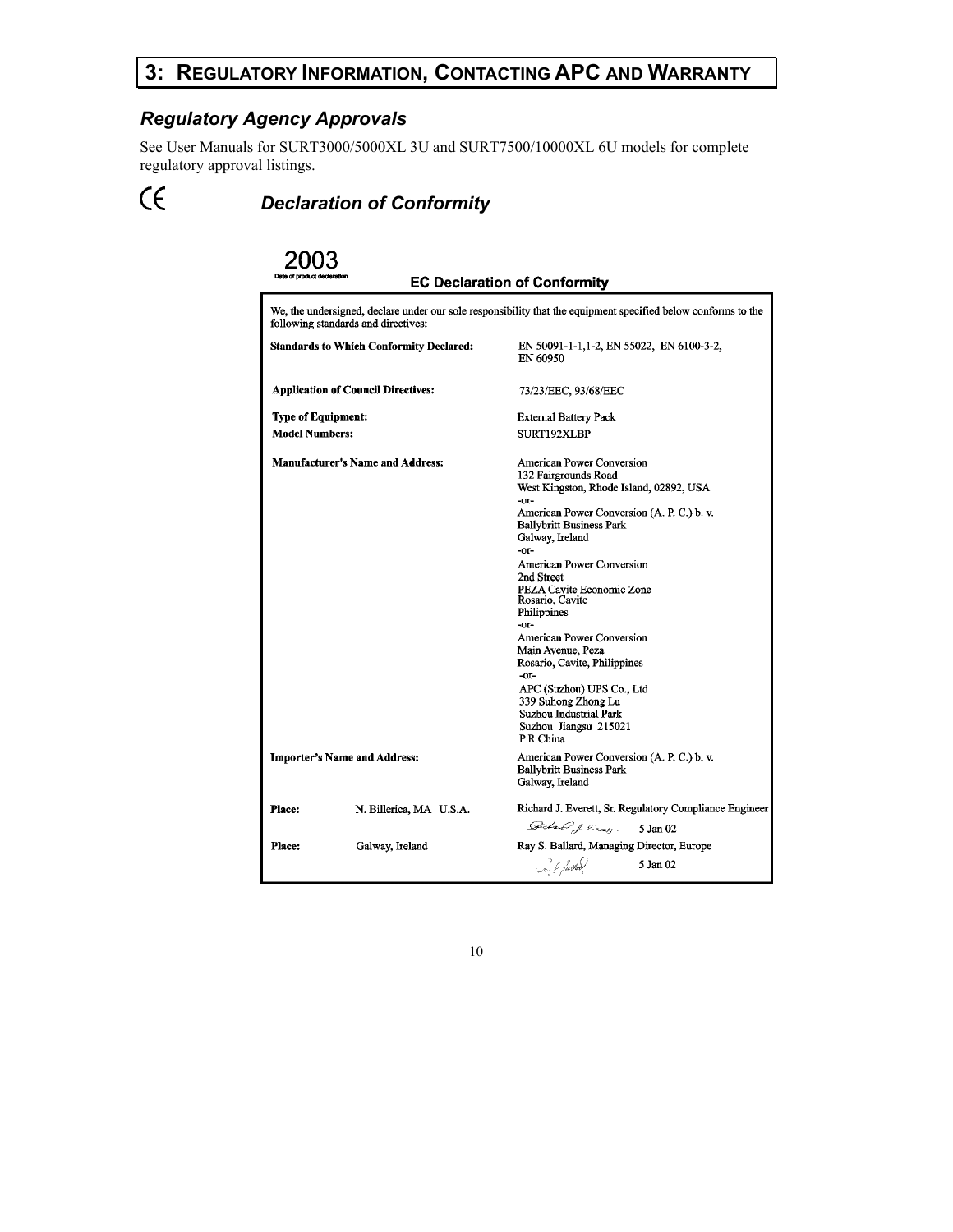# 3: Regulatory Information, Contacting APC and Warranty

## *Regulatory Agency Approvals*

See User Manuals for SURT3000/5000XL 3U and SURT7500/10000XL 6U models for complete regulatory approval listings.

## CE *Declaration of Conformity*

**2003**
**Date of product declaration**

**EC Declaration of Conformity**

We, the undersigned, declare under our sole responsibility that the equipment specified below conforms to the following standards and directives:

| | |
|---|---|
| **Standards to Which Conformity Declared:** | EN 50091-1-1,1-2, EN 55022, EN 6100-3-2, EN 60950 |
| **Application of Council Directives:** | 73/23/EEC, 93/68/EEC |
| **Type of Equipment:** | External Battery Pack |
| **Model Numbers:** | SURT192XLBP |
| **Manufacturer's Name and Address:** | American Power Conversion<br>132 Fairgrounds Road<br>West Kingston, Rhode Island, 02892, USA<br>-or-<br>American Power Conversion (A. P. C.) b. v.<br>Ballybritt Business Park<br>Galway, Ireland<br>-or-<br>American Power Conversion<br>2nd Street<br>PEZA Cavite Economic Zone<br>Rosario, Cavite<br>Philippines<br>-or-<br>American Power Conversion<br>Main Avenue, Peza<br>Rosario, Cavite, Philippines<br>-or-<br>APC (Suzhou) UPS Co., Ltd<br>339 Suhong Zhong Lu<br>Suzhou Industrial Park<br>Suzhou Jiangsu 215021<br>P R China |
| **Importer's Name and Address:** | American Power Conversion (A. P. C.) b. v.<br>Ballybritt Business Park<br>Galway, Ireland |
| **Place:** N. Billerica, MA U.S.A. | Richard J. Everett, Sr. Regulatory Compliance Engineer<br>5 Jan 02 |
| **Place:** Galway, Ireland | Ray S. Ballard, Managing Director, Europe<br>5 Jan 02 |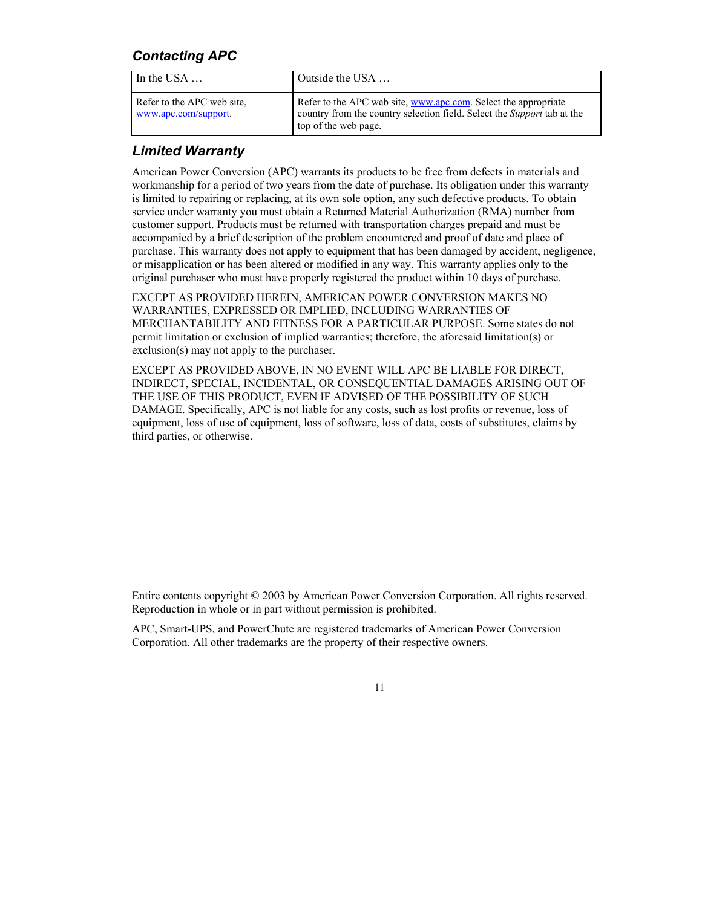## *Contacting APC*

| In the USA … | Outside the USA … |
| --- | --- |
| Refer to the APC web site, www.apc.com/support. | Refer to the APC web site, www.apc.com. Select the appropriate country from the country selection field. Select the *Support* tab at the top of the web page. |

## *Limited Warranty*

American Power Conversion (APC) warrants its products to be free from defects in materials and workmanship for a period of two years from the date of purchase. Its obligation under this warranty is limited to repairing or replacing, at its own sole option, any such defective products. To obtain service under warranty you must obtain a Returned Material Authorization (RMA) number from customer support. Products must be returned with transportation charges prepaid and must be accompanied by a brief description of the problem encountered and proof of date and place of purchase. This warranty does not apply to equipment that has been damaged by accident, negligence, or misapplication or has been altered or modified in any way. This warranty applies only to the original purchaser who must have properly registered the product within 10 days of purchase.

EXCEPT AS PROVIDED HEREIN, AMERICAN POWER CONVERSION MAKES NO WARRANTIES, EXPRESSED OR IMPLIED, INCLUDING WARRANTIES OF MERCHANTABILITY AND FITNESS FOR A PARTICULAR PURPOSE. Some states do not permit limitation or exclusion of implied warranties; therefore, the aforesaid limitation(s) or exclusion(s) may not apply to the purchaser.

EXCEPT AS PROVIDED ABOVE, IN NO EVENT WILL APC BE LIABLE FOR DIRECT, INDIRECT, SPECIAL, INCIDENTAL, OR CONSEQUENTIAL DAMAGES ARISING OUT OF THE USE OF THIS PRODUCT, EVEN IF ADVISED OF THE POSSIBILITY OF SUCH DAMAGE. Specifically, APC is not liable for any costs, such as lost profits or revenue, loss of equipment, loss of use of equipment, loss of software, loss of data, costs of substitutes, claims by third parties, or otherwise.

Entire contents copyright © 2003 by American Power Conversion Corporation. All rights reserved. Reproduction in whole or in part without permission is prohibited.

APC, Smart-UPS, and PowerChute are registered trademarks of American Power Conversion Corporation. All other trademarks are the property of their respective owners.